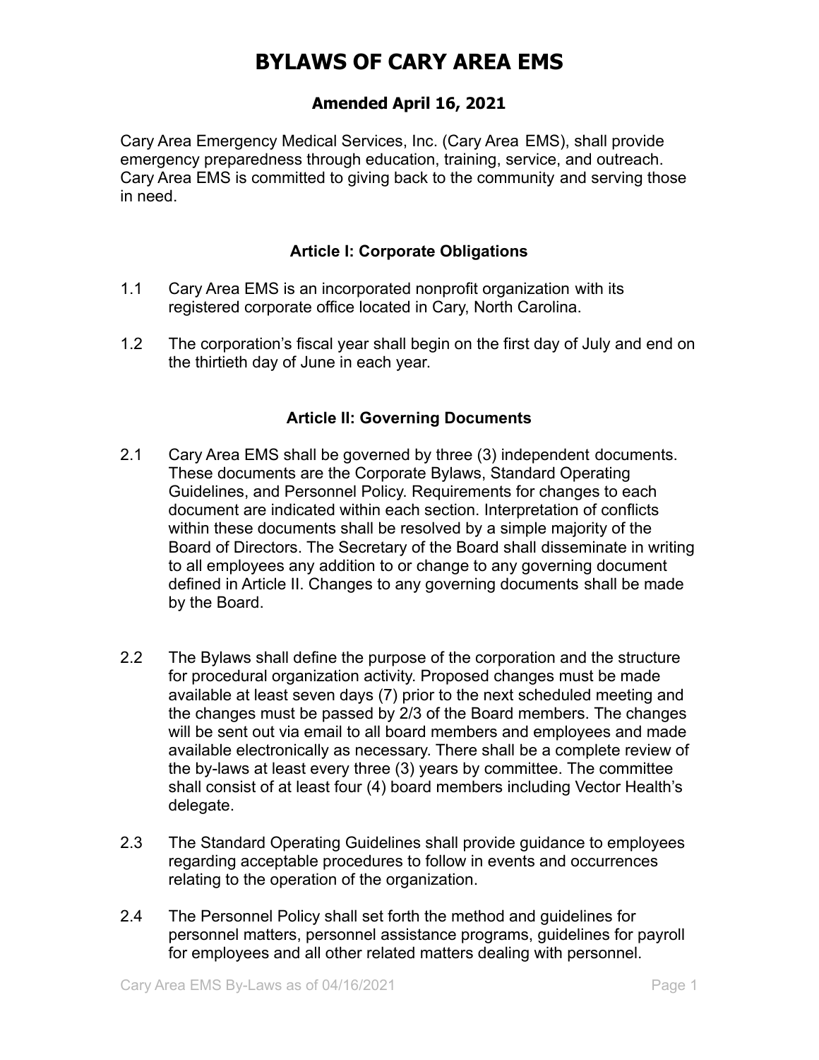# BYLAWS OF CARY AREA EMS

### Amended April 16, 2021

Cary Area Emergency Medical Services, Inc. (Cary Area EMS), shall provide emergency preparedness through education, training, service, and outreach. Cary Area EMS is committed to giving back to the community and serving those in need.

## Article I: Corporate Obligations

1.1 Cary Area EMS is an incorporated nonprofit organization with its registered corporate office located in Cary, North Carolina.

1.2 The corporation's fiscal year shall begin on the first day of July and end on the thirtieth day of June in each year.

## Article II: Governing Documents

2.1 Cary Area EMS shall be governed by three (3) independent documents. These documents are the Corporate Bylaws, Standard Operating Guidelines, and Personnel Policy. Requirements for changes to each document are indicated within each section. Interpretation of conflicts within these documents shall be resolved by a simple majority of the Board of Directors. The Secretary of the Board shall disseminate in writing to all employees any addition to or change to any governing document defined in Article II. Changes to any governing documents shall be made by the Board.

2.2 The Bylaws shall define the purpose of the corporation and the structure for procedural organization activity. Proposed changes must be made available at least seven days (7) prior to the next scheduled meeting and the changes must be passed by 2/3 of the Board members. The changes will be sent out via email to all board members and employees and made available electronically as necessary. There shall be a complete review of the by-laws at least every three (3) years by committee. The committee shall consist of at least four (4) board members including Vector Health's delegate.

2.3 The Standard Operating Guidelines shall provide guidance to employees regarding acceptable procedures to follow in events and occurrences relating to the operation of the organization.

2.4 The Personnel Policy shall set forth the method and guidelines for personnel matters, personnel assistance programs, guidelines for payroll for employees and all other related matters dealing with personnel.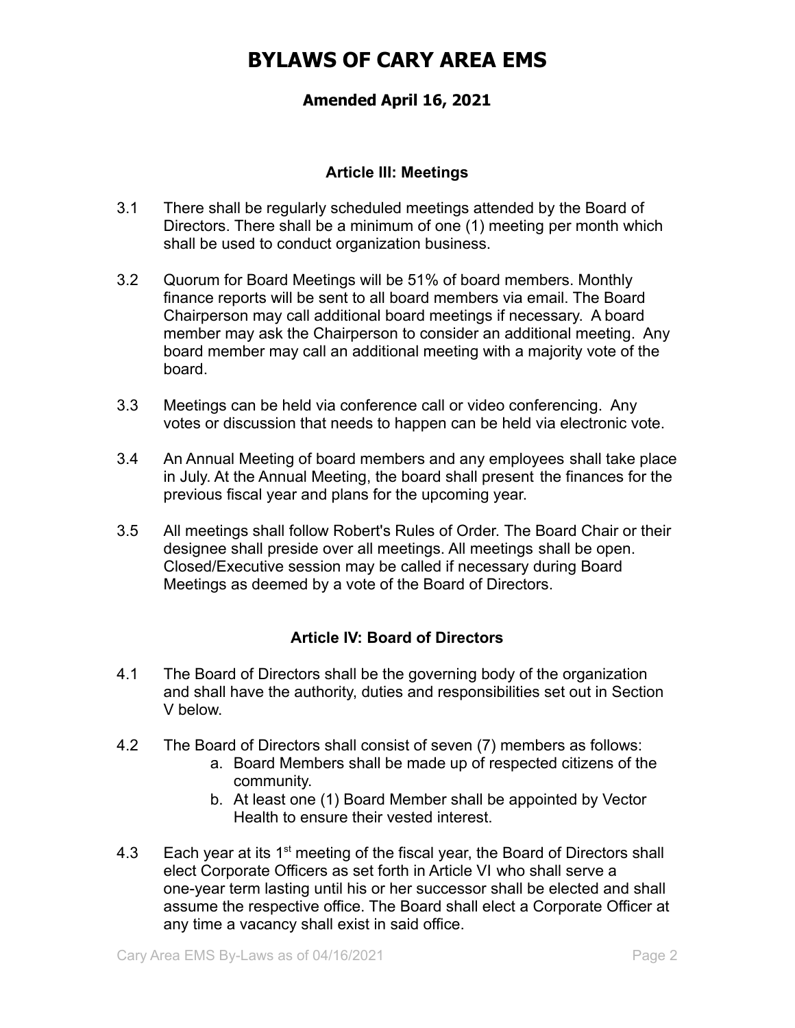# BYLAWS OF CARY AREA EMS

**Amended April 16, 2021**

## Article III: Meetings

3.1 There shall be regularly scheduled meetings attended by the Board of Directors. There shall be a minimum of one (1) meeting per month which shall be used to conduct organization business.

3.2 Quorum for Board Meetings will be 51% of board members. Monthly finance reports will be sent to all board members via email. The Board Chairperson may call additional board meetings if necessary. A board member may ask the Chairperson to consider an additional meeting. Any board member may call an additional meeting with a majority vote of the board.

3.3 Meetings can be held via conference call or video conferencing. Any votes or discussion that needs to happen can be held via electronic vote.

3.4 An Annual Meeting of board members and any employees shall take place in July. At the Annual Meeting, the board shall present the finances for the previous fiscal year and plans for the upcoming year.

3.5 All meetings shall follow Robert's Rules of Order. The Board Chair or their designee shall preside over all meetings. All meetings shall be open. Closed/Executive session may be called if necessary during Board Meetings as deemed by a vote of the Board of Directors.

## Article IV: Board of Directors

4.1 The Board of Directors shall be the governing body of the organization and shall have the authority, duties and responsibilities set out in Section V below.

4.2 The Board of Directors shall consist of seven (7) members as follows:

a. Board Members shall be made up of respected citizens of the community.

b. At least one (1) Board Member shall be appointed by Vector Health to ensure their vested interest.

4.3 Each year at its 1st meeting of the fiscal year, the Board of Directors shall elect Corporate Officers as set forth in Article VI who shall serve a one-year term lasting until his or her successor shall be elected and shall assume the respective office. The Board shall elect a Corporate Officer at any time a vacancy shall exist in said office.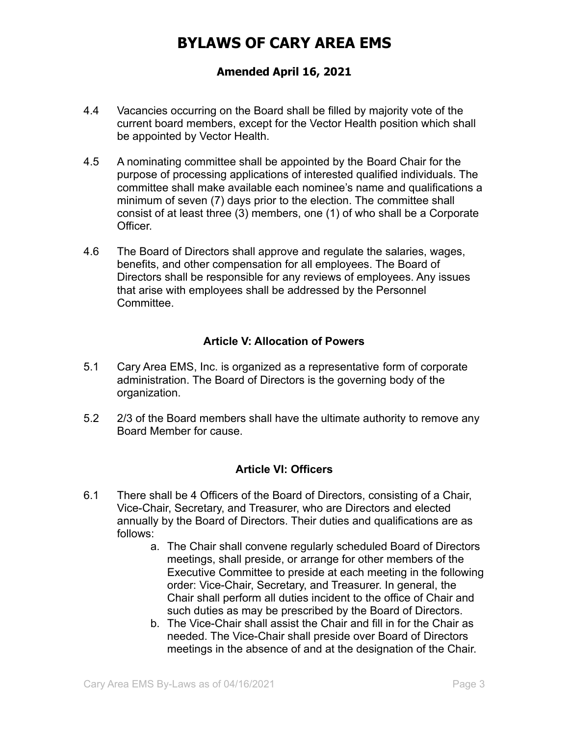# BYLAWS OF CARY AREA EMS

## Amended April 16, 2021

4.4 Vacancies occurring on the Board shall be filled by majority vote of the current board members, except for the Vector Health position which shall be appointed by Vector Health.

4.5 A nominating committee shall be appointed by the Board Chair for the purpose of processing applications of interested qualified individuals. The committee shall make available each nominee's name and qualifications a minimum of seven (7) days prior to the election. The committee shall consist of at least three (3) members, one (1) of who shall be a Corporate Officer.

4.6 The Board of Directors shall approve and regulate the salaries, wages, benefits, and other compensation for all employees. The Board of Directors shall be responsible for any reviews of employees. Any issues that arise with employees shall be addressed by the Personnel Committee.

### Article V: Allocation of Powers

5.1 Cary Area EMS, Inc. is organized as a representative form of corporate administration. The Board of Directors is the governing body of the organization.

5.2 2/3 of the Board members shall have the ultimate authority to remove any Board Member for cause.

### Article VI: Officers

6.1 There shall be 4 Officers of the Board of Directors, consisting of a Chair, Vice-Chair, Secretary, and Treasurer, who are Directors and elected annually by the Board of Directors. Their duties and qualifications are as follows:

a. The Chair shall convene regularly scheduled Board of Directors meetings, shall preside, or arrange for other members of the Executive Committee to preside at each meeting in the following order: Vice-Chair, Secretary, and Treasurer. In general, the Chair shall perform all duties incident to the office of Chair and such duties as may be prescribed by the Board of Directors.

b. The Vice-Chair shall assist the Chair and fill in for the Chair as needed. The Vice-Chair shall preside over Board of Directors meetings in the absence of and at the designation of the Chair.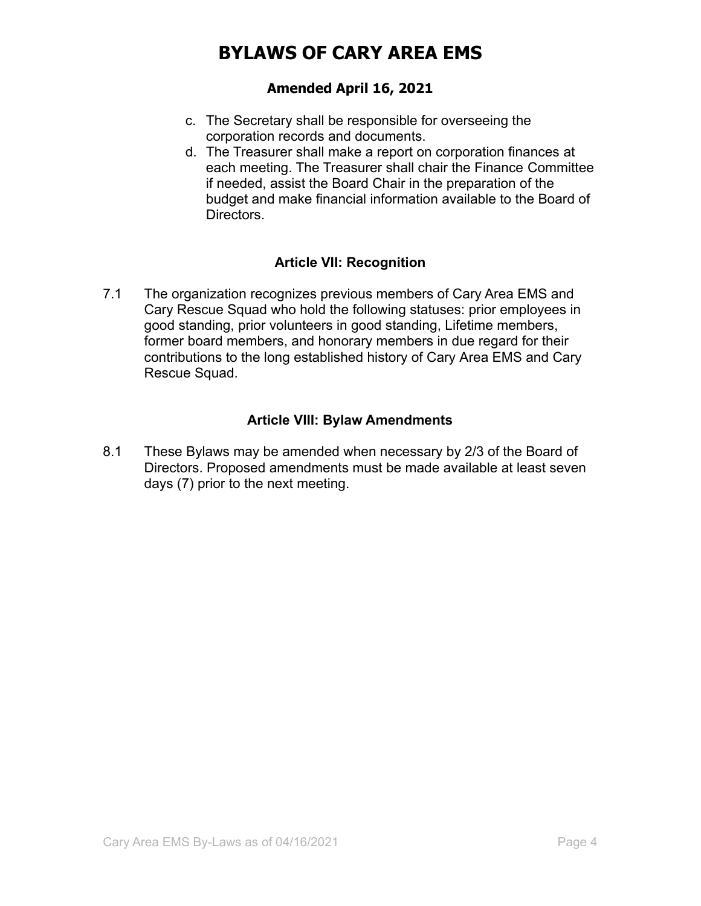c. The Secretary shall be responsible for overseeing the corporation records and documents.
d. The Treasurer shall make a report on corporation finances at each meeting. The Treasurer shall chair the Finance Committee if needed, assist the Board Chair in the preparation of the budget and make financial information available to the Board of Directors.

## Article VII: Recognition

7.1 The organization recognizes previous members of Cary Area EMS and Cary Rescue Squad who hold the following statuses: prior employees in good standing, prior volunteers in good standing, Lifetime members, former board members, and honorary members in due regard for their contributions to the long established history of Cary Area EMS and Cary Rescue Squad.

## Article VIII: Bylaw Amendments

8.1 These Bylaws may be amended when necessary by 2/3 of the Board of Directors. Proposed amendments must be made available at least seven days (7) prior to the next meeting.